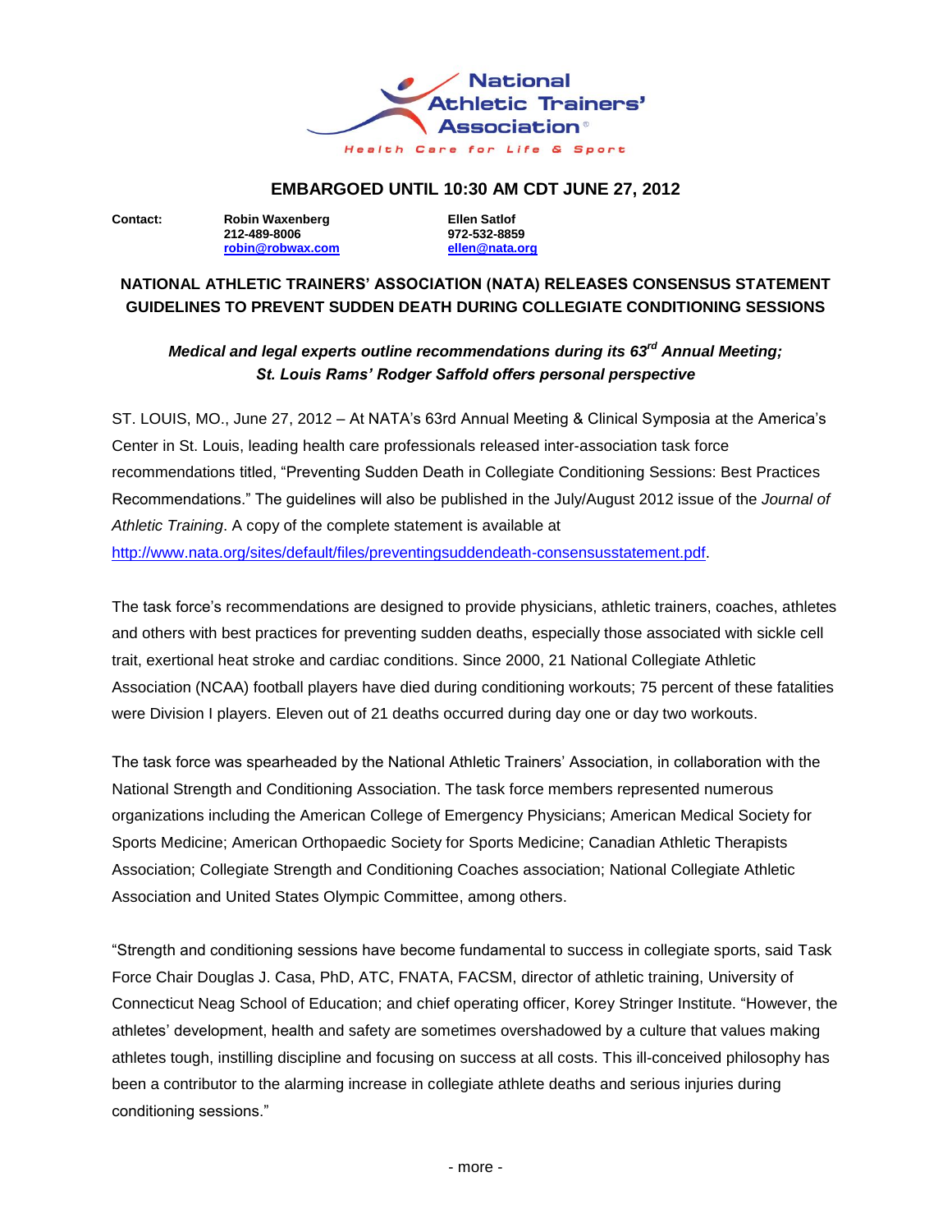National Athletic Trainers' Association

Health Care for Life & Sport

**EMBARGOED UNTIL 10:30 AM CDT JUNE 27, 2012**

**Contact:** **Robin Waxenberg** **212-489-8006** **robin@robwax.com**

**Ellen Satlof** **972-532-8859** **ellen@nata.org**

## NATIONAL ATHLETIC TRAINERS' ASSOCIATION (NATA) RELEASES CONSENSUS STATEMENT GUIDELINES TO PREVENT SUDDEN DEATH DURING COLLEGIATE CONDITIONING SESSIONS

***Medical and legal experts outline recommendations during its 63rd Annual Meeting; St. Louis Rams' Rodger Saffold offers personal perspective***

ST. LOUIS, MO., June 27, 2012 – At NATA's 63rd Annual Meeting & Clinical Symposia at the America's Center in St. Louis, leading health care professionals released inter-association task force recommendations titled, "Preventing Sudden Death in Collegiate Conditioning Sessions: Best Practices Recommendations." The guidelines will also be published in the July/August 2012 issue of the *Journal of Athletic Training*. A copy of the complete statement is available at http://www.nata.org/sites/default/files/preventingsuddendeath-consensusstatement.pdf.

The task force's recommendations are designed to provide physicians, athletic trainers, coaches, athletes and others with best practices for preventing sudden deaths, especially those associated with sickle cell trait, exertional heat stroke and cardiac conditions. Since 2000, 21 National Collegiate Athletic Association (NCAA) football players have died during conditioning workouts; 75 percent of these fatalities were Division I players. Eleven out of 21 deaths occurred during day one or day two workouts.

The task force was spearheaded by the National Athletic Trainers' Association, in collaboration with the National Strength and Conditioning Association. The task force members represented numerous organizations including the American College of Emergency Physicians; American Medical Society for Sports Medicine; American Orthopaedic Society for Sports Medicine; Canadian Athletic Therapists Association; Collegiate Strength and Conditioning Coaches association; National Collegiate Athletic Association and United States Olympic Committee, among others.

"Strength and conditioning sessions have become fundamental to success in collegiate sports, said Task Force Chair Douglas J. Casa, PhD, ATC, FNATA, FACSM, director of athletic training, University of Connecticut Neag School of Education; and chief operating officer, Korey Stringer Institute. "However, the athletes' development, health and safety are sometimes overshadowed by a culture that values making athletes tough, instilling discipline and focusing on success at all costs. This ill-conceived philosophy has been a contributor to the alarming increase in collegiate athlete deaths and serious injuries during conditioning sessions."

- more -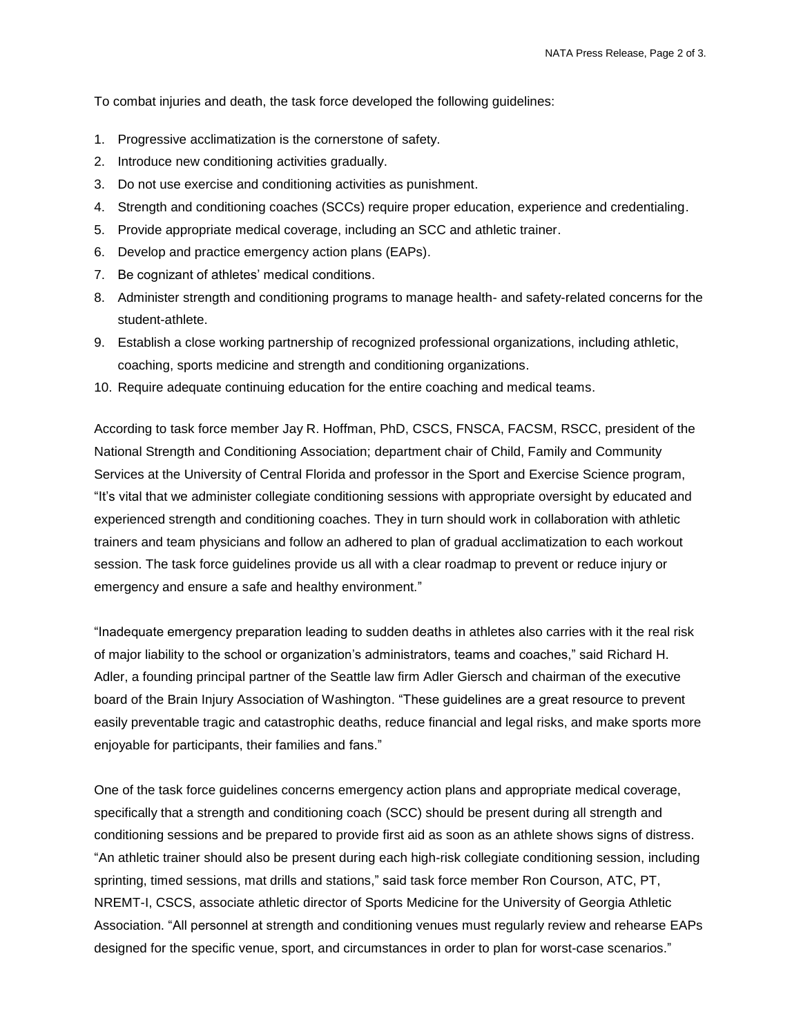To combat injuries and death, the task force developed the following guidelines:

1. Progressive acclimatization is the cornerstone of safety.
2. Introduce new conditioning activities gradually.
3. Do not use exercise and conditioning activities as punishment.
4. Strength and conditioning coaches (SCCs) require proper education, experience and credentialing.
5. Provide appropriate medical coverage, including an SCC and athletic trainer.
6. Develop and practice emergency action plans (EAPs).
7. Be cognizant of athletes' medical conditions.
8. Administer strength and conditioning programs to manage health- and safety-related concerns for the student-athlete.
9. Establish a close working partnership of recognized professional organizations, including athletic, coaching, sports medicine and strength and conditioning organizations.
10. Require adequate continuing education for the entire coaching and medical teams.

According to task force member Jay R. Hoffman, PhD, CSCS, FNSCA, FACSM, RSCC, president of the National Strength and Conditioning Association; department chair of Child, Family and Community Services at the University of Central Florida and professor in the Sport and Exercise Science program, "It's vital that we administer collegiate conditioning sessions with appropriate oversight by educated and experienced strength and conditioning coaches. They in turn should work in collaboration with athletic trainers and team physicians and follow an adhered to plan of gradual acclimatization to each workout session. The task force guidelines provide us all with a clear roadmap to prevent or reduce injury or emergency and ensure a safe and healthy environment."

"Inadequate emergency preparation leading to sudden deaths in athletes also carries with it the real risk of major liability to the school or organization's administrators, teams and coaches," said Richard H. Adler, a founding principal partner of the Seattle law firm Adler Giersch and chairman of the executive board of the Brain Injury Association of Washington. "These guidelines are a great resource to prevent easily preventable tragic and catastrophic deaths, reduce financial and legal risks, and make sports more enjoyable for participants, their families and fans."

One of the task force guidelines concerns emergency action plans and appropriate medical coverage, specifically that a strength and conditioning coach (SCC) should be present during all strength and conditioning sessions and be prepared to provide first aid as soon as an athlete shows signs of distress. "An athletic trainer should also be present during each high-risk collegiate conditioning session, including sprinting, timed sessions, mat drills and stations," said task force member Ron Courson, ATC, PT, NREMT-I, CSCS, associate athletic director of Sports Medicine for the University of Georgia Athletic Association. "All personnel at strength and conditioning venues must regularly review and rehearse EAPs designed for the specific venue, sport, and circumstances in order to plan for worst-case scenarios."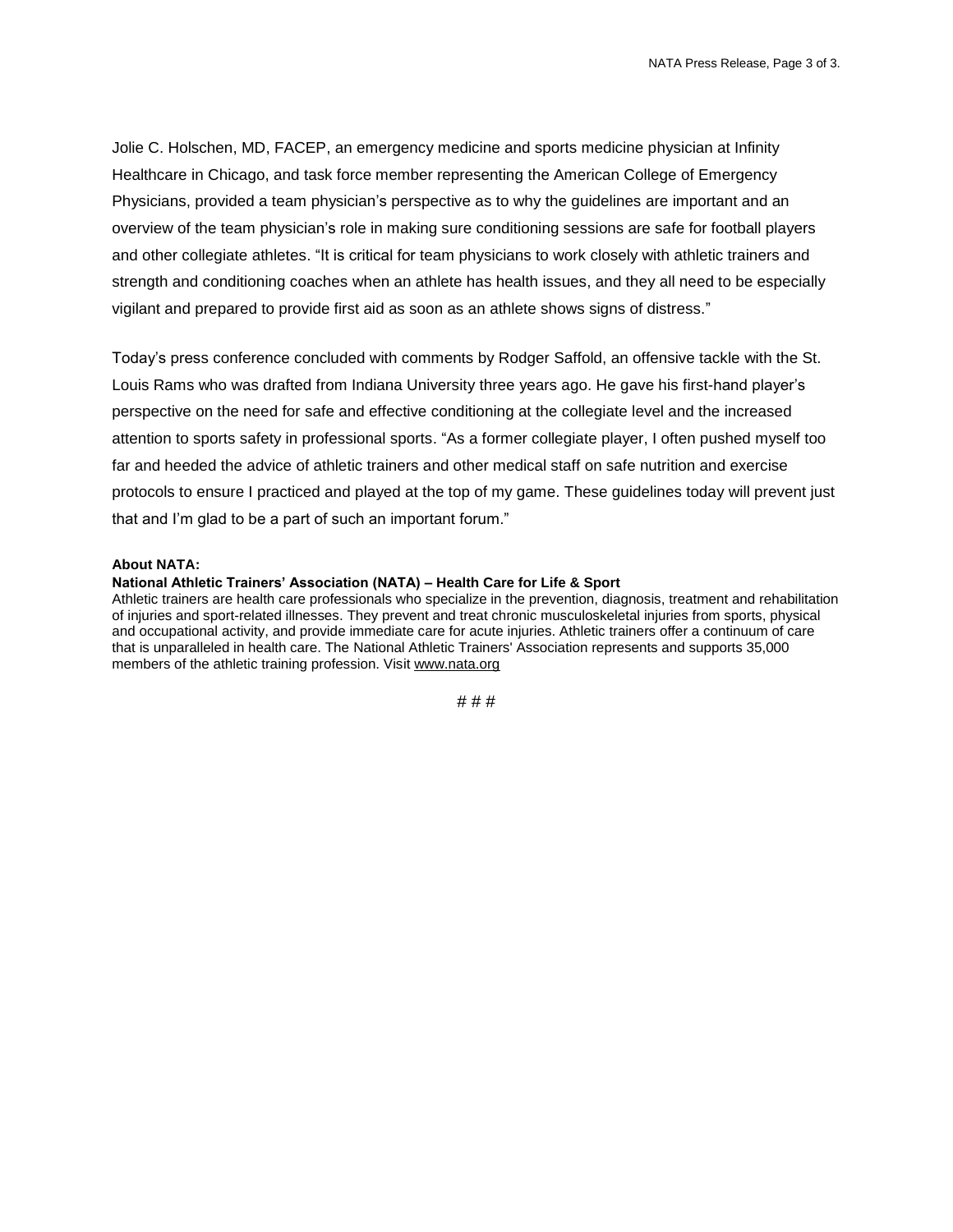Jolie C. Holschen, MD, FACEP, an emergency medicine and sports medicine physician at Infinity Healthcare in Chicago, and task force member representing the American College of Emergency Physicians, provided a team physician's perspective as to why the guidelines are important and an overview of the team physician's role in making sure conditioning sessions are safe for football players and other collegiate athletes. "It is critical for team physicians to work closely with athletic trainers and strength and conditioning coaches when an athlete has health issues, and they all need to be especially vigilant and prepared to provide first aid as soon as an athlete shows signs of distress."

Today's press conference concluded with comments by Rodger Saffold, an offensive tackle with the St. Louis Rams who was drafted from Indiana University three years ago. He gave his first-hand player's perspective on the need for safe and effective conditioning at the collegiate level and the increased attention to sports safety in professional sports. "As a former collegiate player, I often pushed myself too far and heeded the advice of athletic trainers and other medical staff on safe nutrition and exercise protocols to ensure I practiced and played at the top of my game. These guidelines today will prevent just that and I'm glad to be a part of such an important forum."

**About NATA:**

**National Athletic Trainers' Association (NATA) – Health Care for Life & Sport**

Athletic trainers are health care professionals who specialize in the prevention, diagnosis, treatment and rehabilitation of injuries and sport-related illnesses. They prevent and treat chronic musculoskeletal injuries from sports, physical and occupational activity, and provide immediate care for acute injuries. Athletic trainers offer a continuum of care that is unparalleled in health care. The National Athletic Trainers' Association represents and supports 35,000 members of the athletic training profession. Visit www.nata.org

# # #